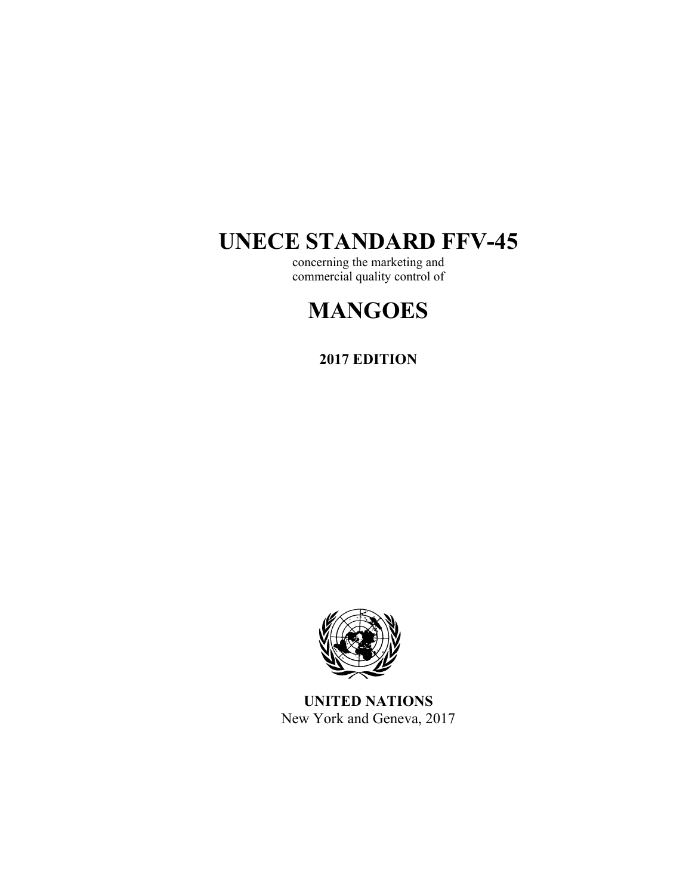# UNECE STANDARD FFV-45

concerning the marketing and
commercial quality control of

# MANGOES

**2017 EDITION**

**UNITED NATIONS**
New York and Geneva, 2017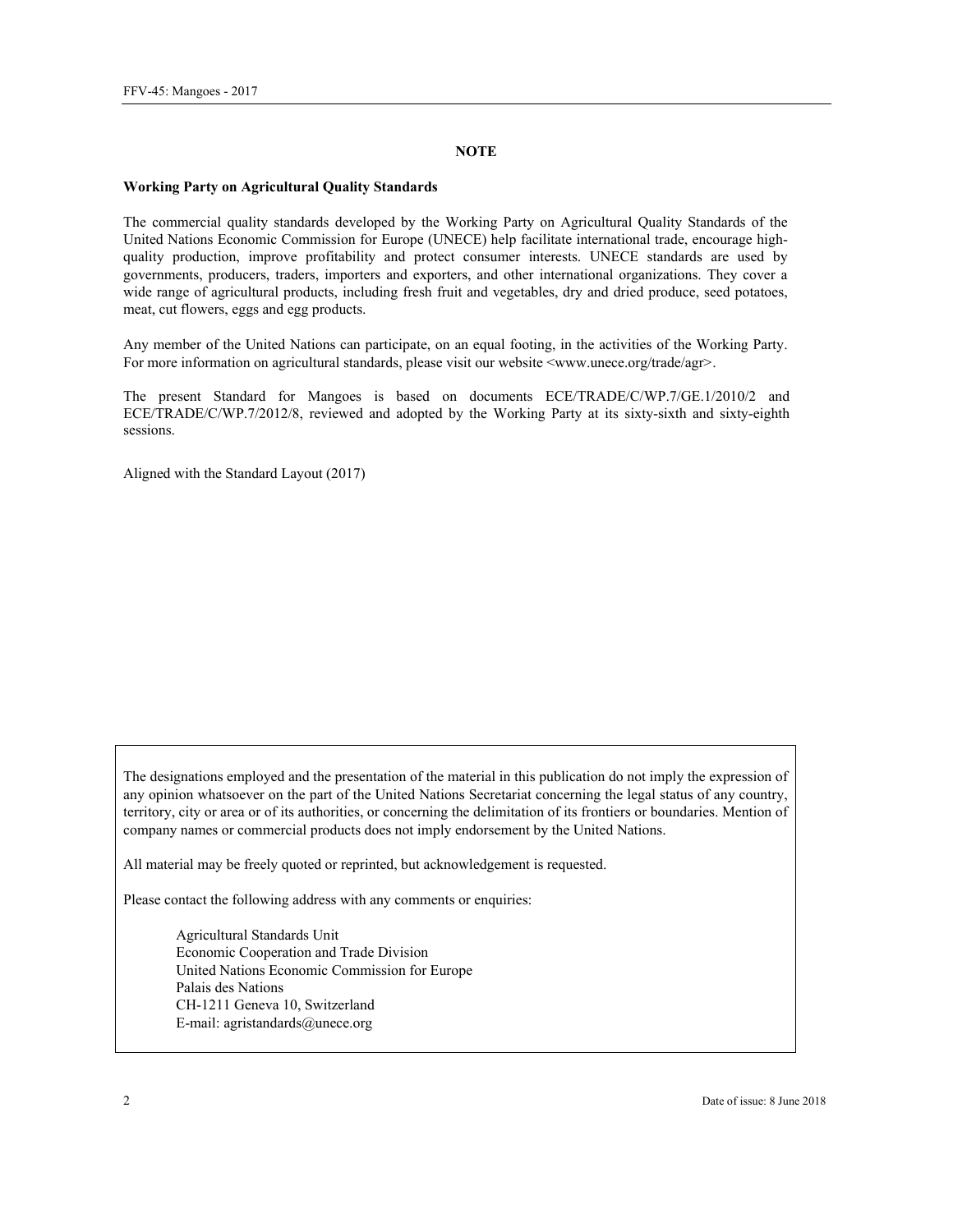## NOTE

**Working Party on Agricultural Quality Standards**

The commercial quality standards developed by the Working Party on Agricultural Quality Standards of the United Nations Economic Commission for Europe (UNECE) help facilitate international trade, encourage high-quality production, improve profitability and protect consumer interests. UNECE standards are used by governments, producers, traders, importers and exporters, and other international organizations. They cover a wide range of agricultural products, including fresh fruit and vegetables, dry and dried produce, seed potatoes, meat, cut flowers, eggs and egg products.

Any member of the United Nations can participate, on an equal footing, in the activities of the Working Party. For more information on agricultural standards, please visit our website <www.unece.org/trade/agr>.

The present Standard for Mangoes is based on documents ECE/TRADE/C/WP.7/GE.1/2010/2 and ECE/TRADE/C/WP.7/2012/8, reviewed and adopted by the Working Party at its sixty-sixth and sixty-eighth sessions.

Aligned with the Standard Layout (2017)

The designations employed and the presentation of the material in this publication do not imply the expression of any opinion whatsoever on the part of the United Nations Secretariat concerning the legal status of any country, territory, city or area or of its authorities, or concerning the delimitation of its frontiers or boundaries. Mention of company names or commercial products does not imply endorsement by the United Nations.

All material may be freely quoted or reprinted, but acknowledgement is requested.

Please contact the following address with any comments or enquiries:

Agricultural Standards Unit
Economic Cooperation and Trade Division
United Nations Economic Commission for Europe
Palais des Nations
CH-1211 Geneva 10, Switzerland
E-mail: agristandards@unece.org

Date of issue: 8 June 2018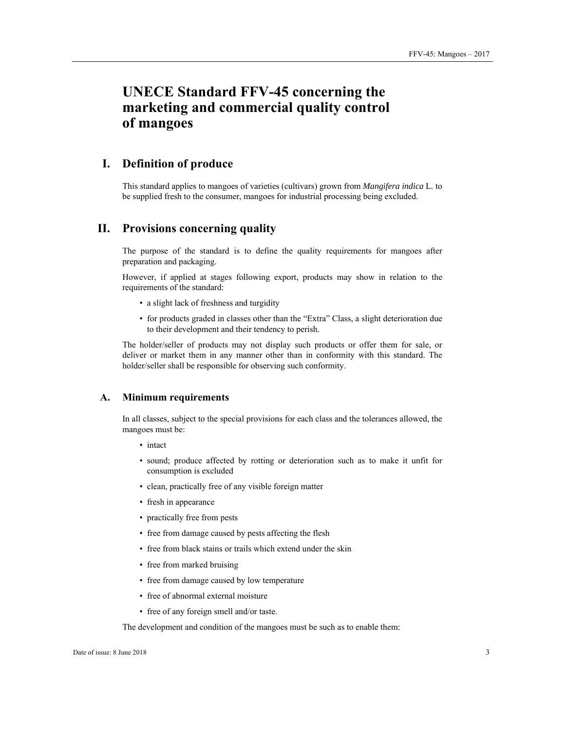# UNECE Standard FFV-45 concerning the marketing and commercial quality control of mangoes

## I. Definition of produce

This standard applies to mangoes of varieties (cultivars) grown from *Mangifera indica* L. to be supplied fresh to the consumer, mangoes for industrial processing being excluded.

## II. Provisions concerning quality

The purpose of the standard is to define the quality requirements for mangoes after preparation and packaging.

However, if applied at stages following export, products may show in relation to the requirements of the standard:

- a slight lack of freshness and turgidity
- for products graded in classes other than the "Extra" Class, a slight deterioration due to their development and their tendency to perish.

The holder/seller of products may not display such products or offer them for sale, or deliver or market them in any manner other than in conformity with this standard. The holder/seller shall be responsible for observing such conformity.

### A. Minimum requirements

In all classes, subject to the special provisions for each class and the tolerances allowed, the mangoes must be:

- intact
- sound; produce affected by rotting or deterioration such as to make it unfit for consumption is excluded
- clean, practically free of any visible foreign matter
- fresh in appearance
- practically free from pests
- free from damage caused by pests affecting the flesh
- free from black stains or trails which extend under the skin
- free from marked bruising
- free from damage caused by low temperature
- free of abnormal external moisture
- free of any foreign smell and/or taste.

The development and condition of the mangoes must be such as to enable them: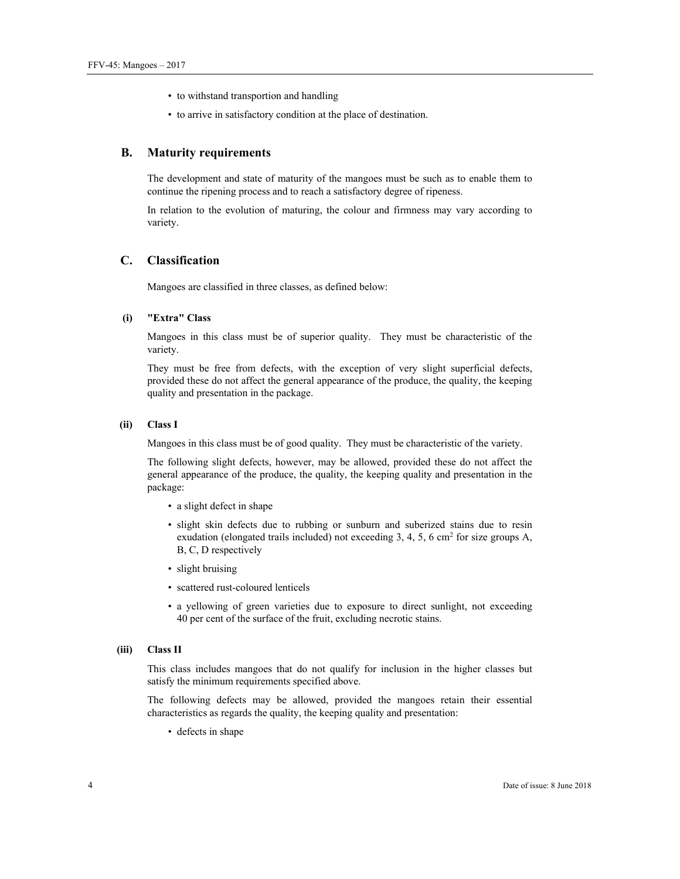- to withstand transportion and handling
- to arrive in satisfactory condition at the place of destination.

## B. Maturity requirements

The development and state of maturity of the mangoes must be such as to enable them to continue the ripening process and to reach a satisfactory degree of ripeness.

In relation to the evolution of maturing, the colour and firmness may vary according to variety.

## C. Classification

Mangoes are classified in three classes, as defined below:

### (i) "Extra" Class

Mangoes in this class must be of superior quality. They must be characteristic of the variety.

They must be free from defects, with the exception of very slight superficial defects, provided these do not affect the general appearance of the produce, the quality, the keeping quality and presentation in the package.

### (ii) Class I

Mangoes in this class must be of good quality. They must be characteristic of the variety.

The following slight defects, however, may be allowed, provided these do not affect the general appearance of the produce, the quality, the keeping quality and presentation in the package:

- a slight defect in shape
- slight skin defects due to rubbing or sunburn and suberized stains due to resin exudation (elongated trails included) not exceeding 3, 4, 5, 6 $cm^2$ for size groups A, B, C, D respectively
- slight bruising
- scattered rust-coloured lenticels
- a yellowing of green varieties due to exposure to direct sunlight, not exceeding 40 per cent of the surface of the fruit, excluding necrotic stains.

### (iii) Class II

This class includes mangoes that do not qualify for inclusion in the higher classes but satisfy the minimum requirements specified above.

The following defects may be allowed, provided the mangoes retain their essential characteristics as regards the quality, the keeping quality and presentation:

- defects in shape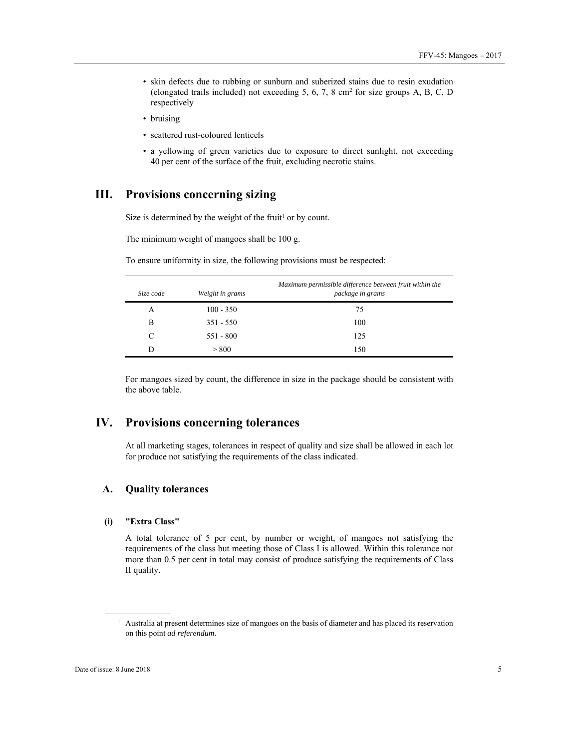- skin defects due to rubbing or sunburn and suberized stains due to resin exudation (elongated trails included) not exceeding 5, 6, 7, 8 $cm^2$ for size groups A, B, C, D respectively
- bruising
- scattered rust-coloured lenticels
- a yellowing of green varieties due to exposure to direct sunlight, not exceeding 40 per cent of the surface of the fruit, excluding necrotic stains.

## III. Provisions concerning sizing

Size is determined by the weight of the fruit[1] or by count.

The minimum weight of mangoes shall be 100 g.

To ensure uniformity in size, the following provisions must be respected:

| *Size code* | *Weight in grams* | *Maximum permissible difference between fruit within the package in grams* |
|---|---|---|
| A | 100 - 350 | 75 |
| B | 351 - 550 | 100 |
| C | 551 - 800 | 125 |
| D | > 800 | 150 |

For mangoes sized by count, the difference in size in the package should be consistent with the above table.

## IV. Provisions concerning tolerances

At all marketing stages, tolerances in respect of quality and size shall be allowed in each lot for produce not satisfying the requirements of the class indicated.

### A. Quality tolerances

#### (i) "Extra Class"

A total tolerance of 5 per cent, by number or weight, of mangoes not satisfying the requirements of the class but meeting those of Class I is allowed. Within this tolerance not more than 0.5 per cent in total may consist of produce satisfying the requirements of Class II quality.

[1] Australia at present determines size of mangoes on the basis of diameter and has placed its reservation on this point *ad referendum*.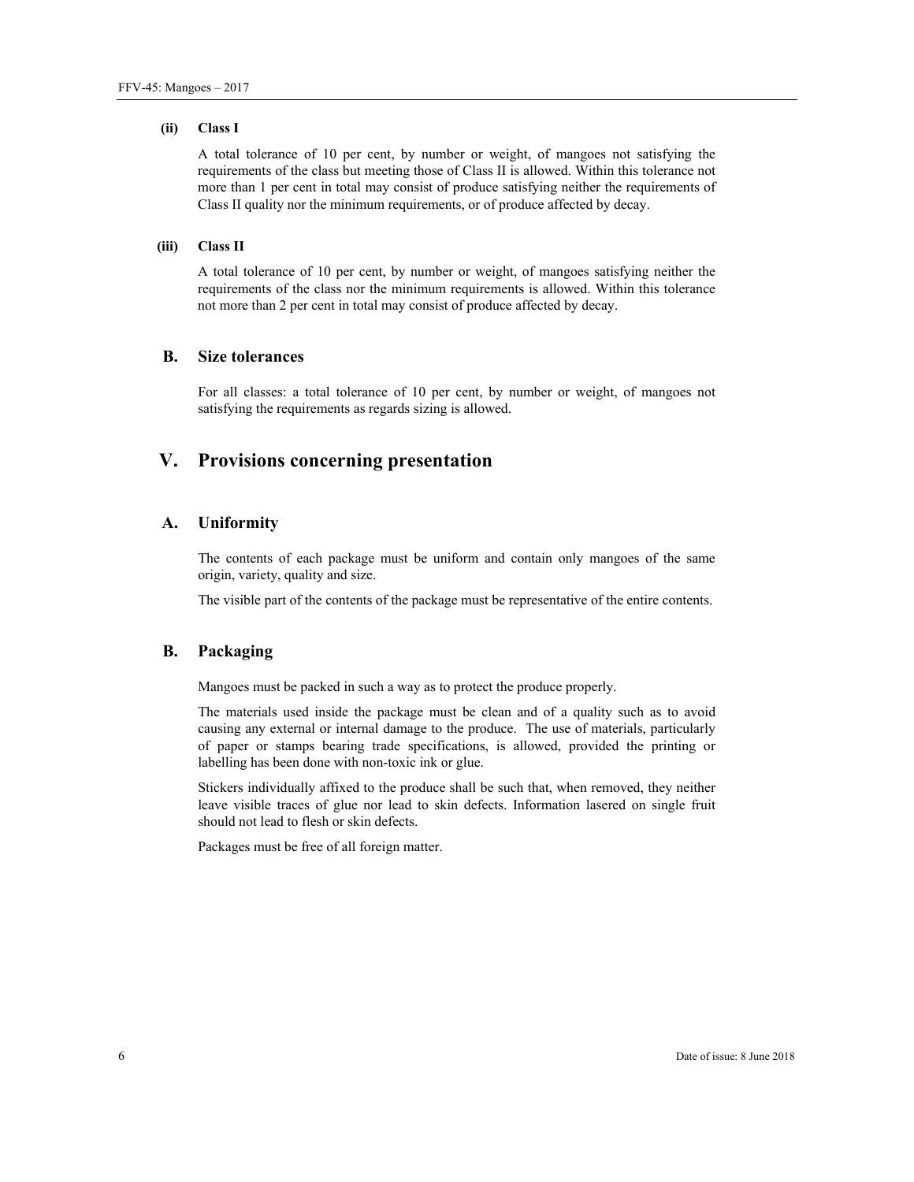#### (ii) Class I

A total tolerance of 10 per cent, by number or weight, of mangoes not satisfying the requirements of the class but meeting those of Class II is allowed. Within this tolerance not more than 1 per cent in total may consist of produce satisfying neither the requirements of Class II quality nor the minimum requirements, or of produce affected by decay.

#### (iii) Class II

A total tolerance of 10 per cent, by number or weight, of mangoes satisfying neither the requirements of the class nor the minimum requirements is allowed. Within this tolerance not more than 2 per cent in total may consist of produce affected by decay.

### B. Size tolerances

For all classes: a total tolerance of 10 per cent, by number or weight, of mangoes not satisfying the requirements as regards sizing is allowed.

## V. Provisions concerning presentation

### A. Uniformity

The contents of each package must be uniform and contain only mangoes of the same origin, variety, quality and size.

The visible part of the contents of the package must be representative of the entire contents.

### B. Packaging

Mangoes must be packed in such a way as to protect the produce properly.

The materials used inside the package must be clean and of a quality such as to avoid causing any external or internal damage to the produce. The use of materials, particularly of paper or stamps bearing trade specifications, is allowed, provided the printing or labelling has been done with non-toxic ink or glue.

Stickers individually affixed to the produce shall be such that, when removed, they neither leave visible traces of glue nor lead to skin defects. Information lasered on single fruit should not lead to flesh or skin defects.

Packages must be free of all foreign matter.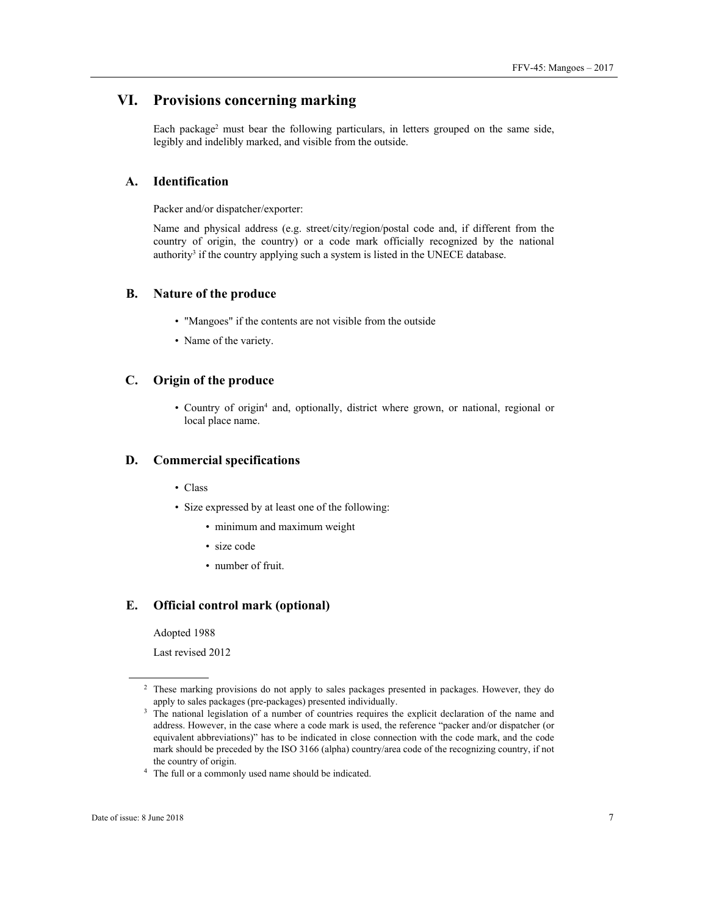# VI. Provisions concerning marking

Each package[2] must bear the following particulars, in letters grouped on the same side, legibly and indelibly marked, and visible from the outside.

## A. Identification

Packer and/or dispatcher/exporter:

Name and physical address (e.g. street/city/region/postal code and, if different from the country of origin, the country) or a code mark officially recognized by the national authority[3] if the country applying such a system is listed in the UNECE database.

## B. Nature of the produce

- "Mangoes" if the contents are not visible from the outside
- Name of the variety.

## C. Origin of the produce

- Country of origin[4] and, optionally, district where grown, or national, regional or local place name.

## D. Commercial specifications

- Class
- Size expressed by at least one of the following:
  - minimum and maximum weight
  - size code
  - number of fruit.

## E. Official control mark (optional)

Adopted 1988

Last revised 2012

---

[2] These marking provisions do not apply to sales packages presented in packages. However, they do apply to sales packages (pre-packages) presented individually.

[3] The national legislation of a number of countries requires the explicit declaration of the name and address. However, in the case where a code mark is used, the reference "packer and/or dispatcher (or equivalent abbreviations)" has to be indicated in close connection with the code mark, and the code mark should be preceded by the ISO 3166 (alpha) country/area code of the recognizing country, if not the country of origin.

[4] The full or a commonly used name should be indicated.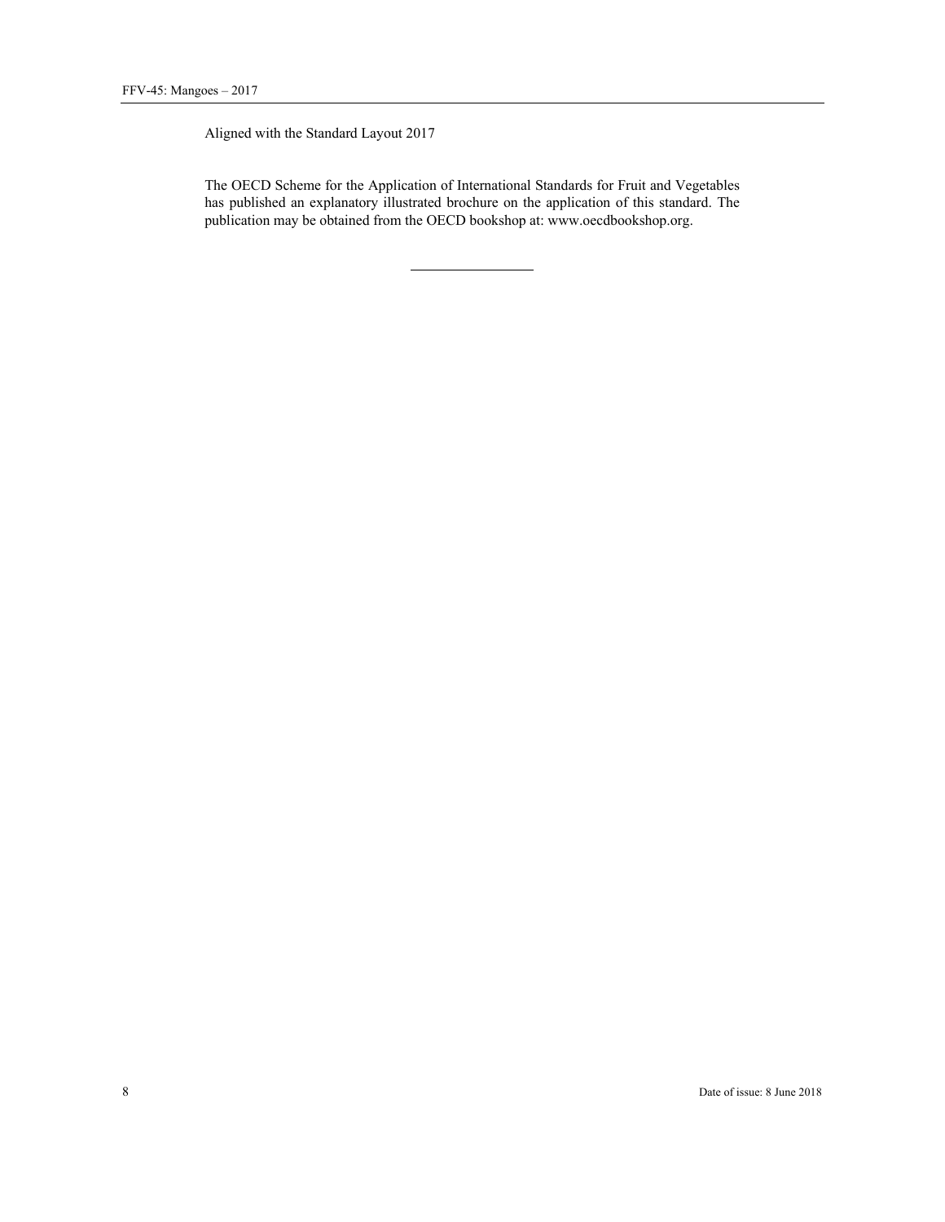Aligned with the Standard Layout 2017

The OECD Scheme for the Application of International Standards for Fruit and Vegetables has published an explanatory illustrated brochure on the application of this standard. The publication may be obtained from the OECD bookshop at: www.oecdbookshop.org.

---